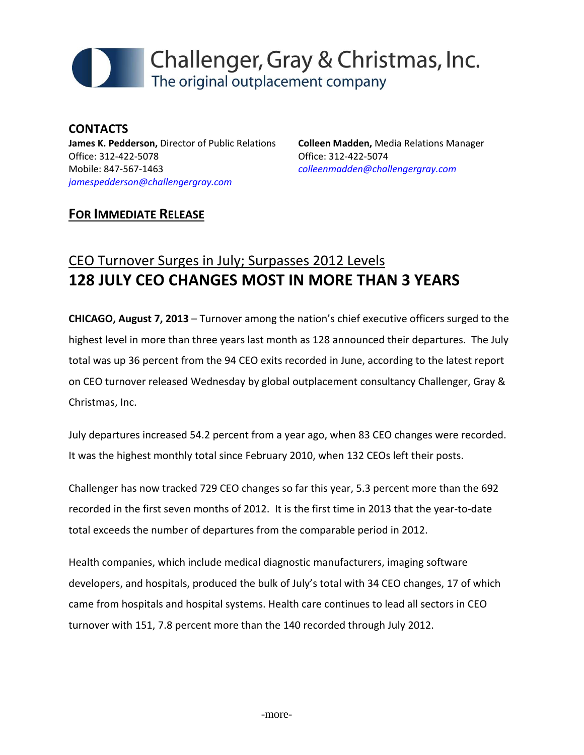# Challenger, Gray & Christmas, Inc.
The original outplacement company

**CONTACTS**

**James K. Pedderson,** Director of Public Relations
Office: 312-422-5078
Mobile: 847-567-1463
*jamespedderson@challengergray.com*

**Colleen Madden,** Media Relations Manager
Office: 312-422-5074
*colleenmadden@challengergray.com*

**FOR IMMEDIATE RELEASE**

## CEO Turnover Surges in July; Surpasses 2012 Levels
## **128 JULY CEO CHANGES MOST IN MORE THAN 3 YEARS**

**CHICAGO, August 7, 2013** – Turnover among the nation's chief executive officers surged to the highest level in more than three years last month as 128 announced their departures. The July total was up 36 percent from the 94 CEO exits recorded in June, according to the latest report on CEO turnover released Wednesday by global outplacement consultancy Challenger, Gray & Christmas, Inc.

July departures increased 54.2 percent from a year ago, when 83 CEO changes were recorded. It was the highest monthly total since February 2010, when 132 CEOs left their posts.

Challenger has now tracked 729 CEO changes so far this year, 5.3 percent more than the 692 recorded in the first seven months of 2012. It is the first time in 2013 that the year-to-date total exceeds the number of departures from the comparable period in 2012.

Health companies, which include medical diagnostic manufacturers, imaging software developers, and hospitals, produced the bulk of July's total with 34 CEO changes, 17 of which came from hospitals and hospital systems. Health care continues to lead all sectors in CEO turnover with 151, 7.8 percent more than the 140 recorded through July 2012.

-more-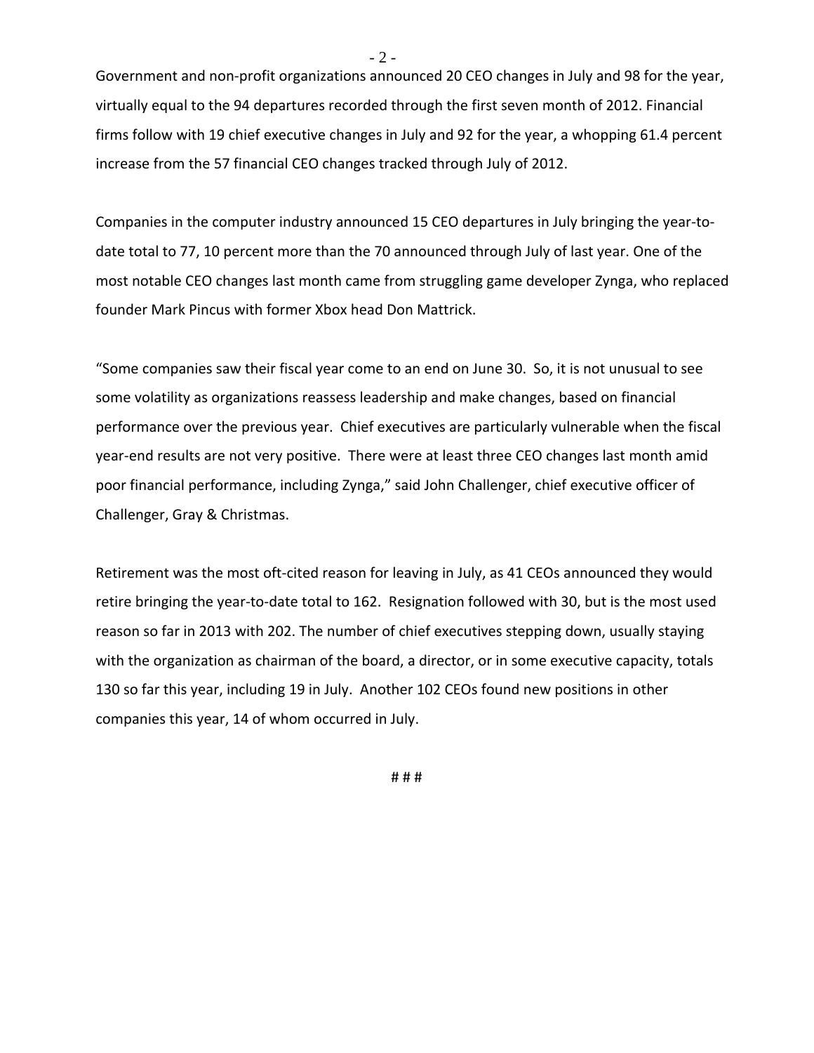Government and non-profit organizations announced 20 CEO changes in July and 98 for the year, virtually equal to the 94 departures recorded through the first seven month of 2012. Financial firms follow with 19 chief executive changes in July and 92 for the year, a whopping 61.4 percent increase from the 57 financial CEO changes tracked through July of 2012.

Companies in the computer industry announced 15 CEO departures in July bringing the year-to-date total to 77, 10 percent more than the 70 announced through July of last year. One of the most notable CEO changes last month came from struggling game developer Zynga, who replaced founder Mark Pincus with former Xbox head Don Mattrick.

"Some companies saw their fiscal year come to an end on June 30. So, it is not unusual to see some volatility as organizations reassess leadership and make changes, based on financial performance over the previous year. Chief executives are particularly vulnerable when the fiscal year-end results are not very positive. There were at least three CEO changes last month amid poor financial performance, including Zynga," said John Challenger, chief executive officer of Challenger, Gray & Christmas.

Retirement was the most oft-cited reason for leaving in July, as 41 CEOs announced they would retire bringing the year-to-date total to 162. Resignation followed with 30, but is the most used reason so far in 2013 with 202. The number of chief executives stepping down, usually staying with the organization as chairman of the board, a director, or in some executive capacity, totals 130 so far this year, including 19 in July. Another 102 CEOs found new positions in other companies this year, 14 of whom occurred in July.

# # #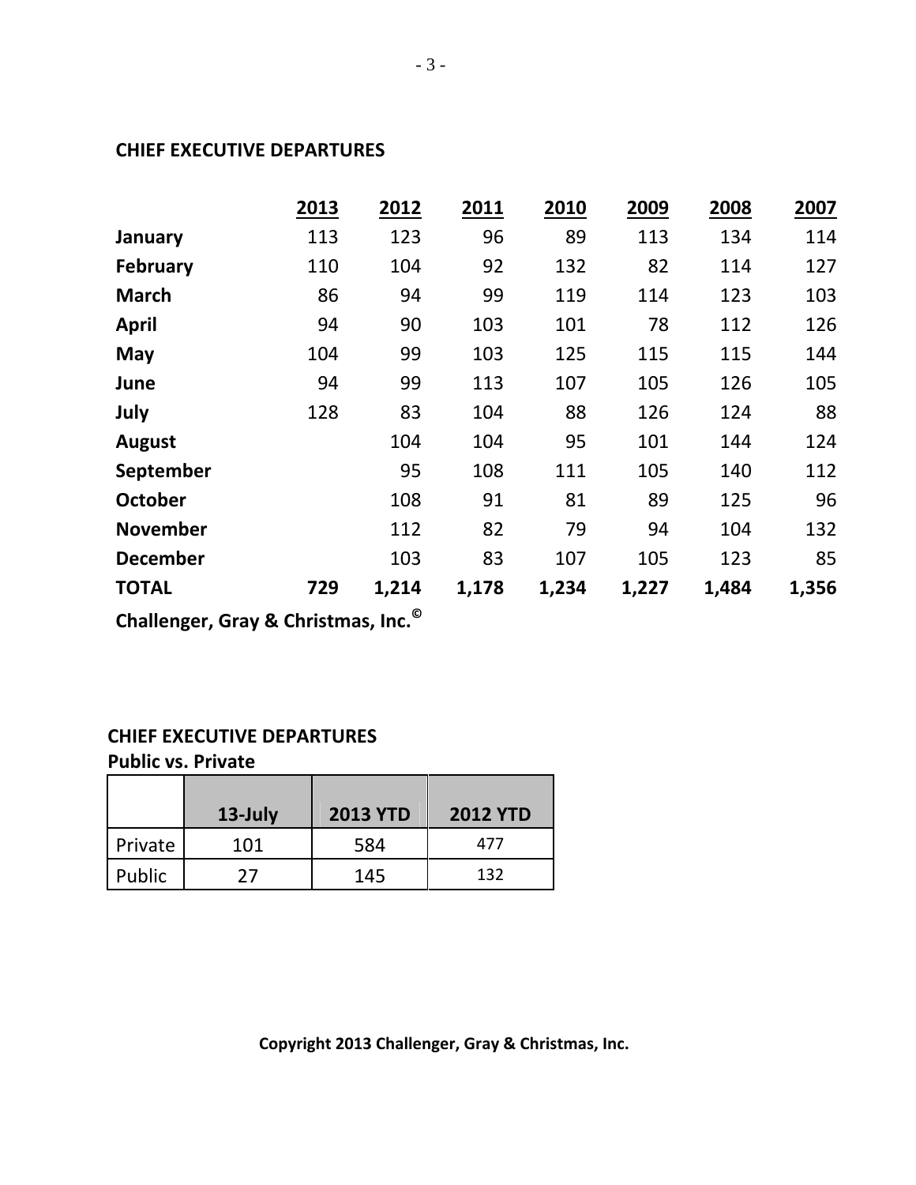## CHIEF EXECUTIVE DEPARTURES

| | 2013 | 2012 | 2011 | 2010 | 2009 | 2008 | 2007 |
|---|---|---|---|---|---|---|---|
| **January** | 113 | 123 | 96 | 89 | 113 | 134 | 114 |
| **February** | 110 | 104 | 92 | 132 | 82 | 114 | 127 |
| **March** | 86 | 94 | 99 | 119 | 114 | 123 | 103 |
| **April** | 94 | 90 | 103 | 101 | 78 | 112 | 126 |
| **May** | 104 | 99 | 103 | 125 | 115 | 115 | 144 |
| **June** | 94 | 99 | 113 | 107 | 105 | 126 | 105 |
| **July** | 128 | 83 | 104 | 88 | 126 | 124 | 88 |
| **August** | | 104 | 104 | 95 | 101 | 144 | 124 |
| **September** | | 95 | 108 | 111 | 105 | 140 | 112 |
| **October** | | 108 | 91 | 81 | 89 | 125 | 96 |
| **November** | | 112 | 82 | 79 | 94 | 104 | 132 |
| **December** | | 103 | 83 | 107 | 105 | 123 | 85 |
| **TOTAL** | **729** | **1,214** | **1,178** | **1,234** | **1,227** | **1,484** | **1,356** |

**Challenger, Gray & Christmas, Inc.©**

## CHIEF EXECUTIVE DEPARTURES
**Public vs. Private**

| | 13-July | 2013 YTD | 2012 YTD |
|---|---|---|---|
| Private | 101 | 584 | 477 |
| Public | 27 | 145 | 132 |

**Copyright 2013 Challenger, Gray & Christmas, Inc.**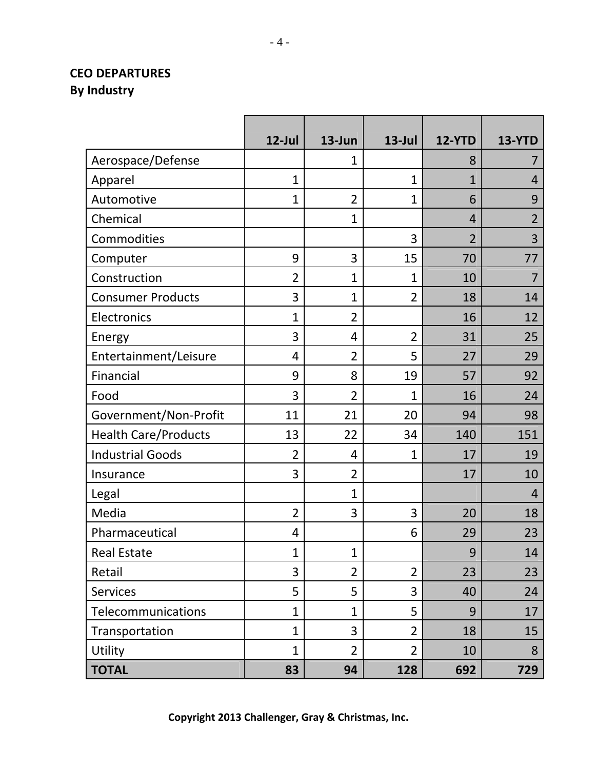**CEO DEPARTURES**
**By Industry**

| | 12-Jul | 13-Jun | 13-Jul | 12-YTD | 13-YTD |
|---|---|---|---|---|---|
| Aerospace/Defense | | 1 | | 8 | 7 |
| Apparel | 1 | | 1 | 1 | 4 |
| Automotive | 1 | 2 | 1 | 6 | 9 |
| Chemical | | 1 | | 4 | 2 |
| Commodities | | | 3 | 2 | 3 |
| Computer | 9 | 3 | 15 | 70 | 77 |
| Construction | 2 | 1 | 1 | 10 | 7 |
| Consumer Products | 3 | 1 | 2 | 18 | 14 |
| Electronics | 1 | 2 | | 16 | 12 |
| Energy | 3 | 4 | 2 | 31 | 25 |
| Entertainment/Leisure | 4 | 2 | 5 | 27 | 29 |
| Financial | 9 | 8 | 19 | 57 | 92 |
| Food | 3 | 2 | 1 | 16 | 24 |
| Government/Non-Profit | 11 | 21 | 20 | 94 | 98 |
| Health Care/Products | 13 | 22 | 34 | 140 | 151 |
| Industrial Goods | 2 | 4 | 1 | 17 | 19 |
| Insurance | 3 | 2 | | 17 | 10 |
| Legal | | 1 | | | 4 |
| Media | 2 | 3 | 3 | 20 | 18 |
| Pharmaceutical | 4 | | 6 | 29 | 23 |
| Real Estate | 1 | 1 | | 9 | 14 |
| Retail | 3 | 2 | 2 | 23 | 23 |
| Services | 5 | 5 | 3 | 40 | 24 |
| Telecommunications | 1 | 1 | 5 | 9 | 17 |
| Transportation | 1 | 3 | 2 | 18 | 15 |
| Utility | 1 | 2 | 2 | 10 | 8 |
| **TOTAL** | **83** | **94** | **128** | **692** | **729** |

**Copyright 2013 Challenger, Gray & Christmas, Inc.**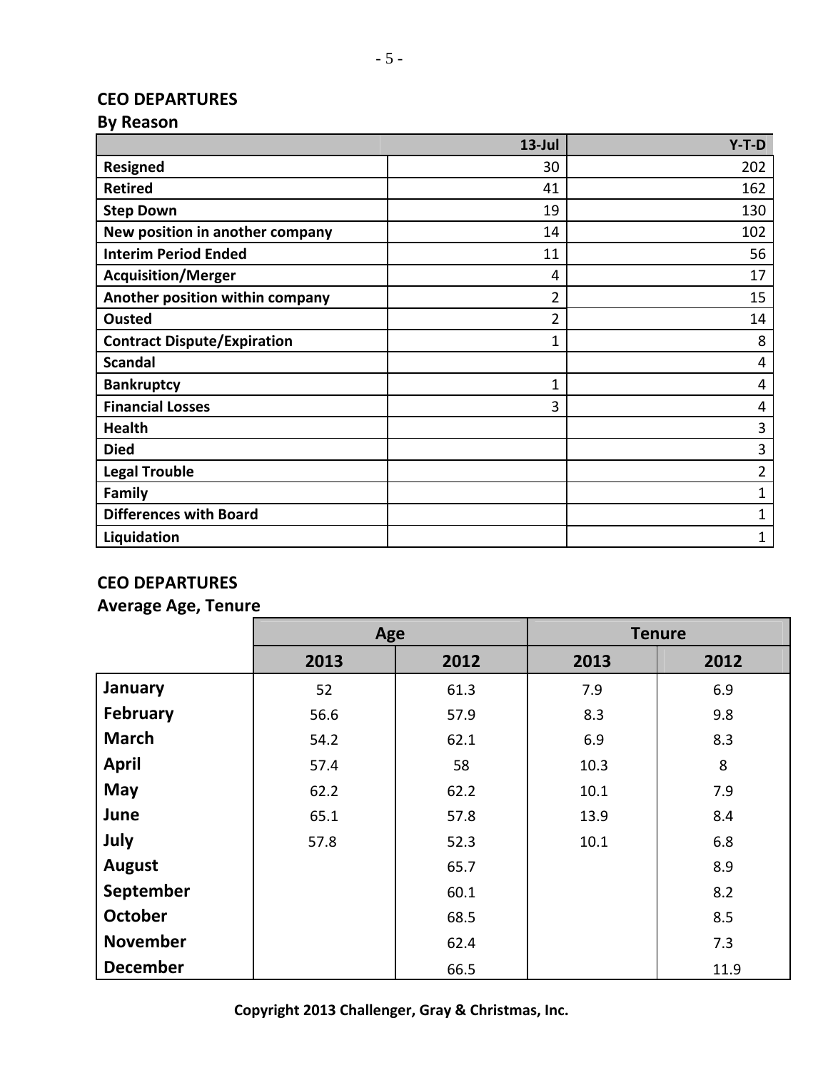## CEO DEPARTURES

### By Reason

| | 13-Jul | Y-T-D |
|---|---|---|
| **Resigned** | 30 | 202 |
| **Retired** | 41 | 162 |
| **Step Down** | 19 | 130 |
| **New position in another company** | 14 | 102 |
| **Interim Period Ended** | 11 | 56 |
| **Acquisition/Merger** | 4 | 17 |
| **Another position within company** | 2 | 15 |
| **Ousted** | 2 | 14 |
| **Contract Dispute/Expiration** | 1 | 8 |
| **Scandal** | | 4 |
| **Bankruptcy** | 1 | 4 |
| **Financial Losses** | 3 | 4 |
| **Health** | | 3 |
| **Died** | | 3 |
| **Legal Trouble** | | 2 |
| **Family** | | 1 |
| **Differences with Board** | | 1 |
| **Liquidation** | | 1 |

## CEO DEPARTURES

### Average Age, Tenure

| | Age | | Tenure | |
|---|---|---|---|---|
| | **2013** | **2012** | **2013** | **2012** |
| **January** | 52 | 61.3 | 7.9 | 6.9 |
| **February** | 56.6 | 57.9 | 8.3 | 9.8 |
| **March** | 54.2 | 62.1 | 6.9 | 8.3 |
| **April** | 57.4 | 58 | 10.3 | 8 |
| **May** | 62.2 | 62.2 | 10.1 | 7.9 |
| **June** | 65.1 | 57.8 | 13.9 | 8.4 |
| **July** | 57.8 | 52.3 | 10.1 | 6.8 |
| **August** | | 65.7 | | 8.9 |
| **September** | | 60.1 | | 8.2 |
| **October** | | 68.5 | | 8.5 |
| **November** | | 62.4 | | 7.3 |
| **December** | | 66.5 | | 11.9 |

**Copyright 2013 Challenger, Gray & Christmas, Inc.**